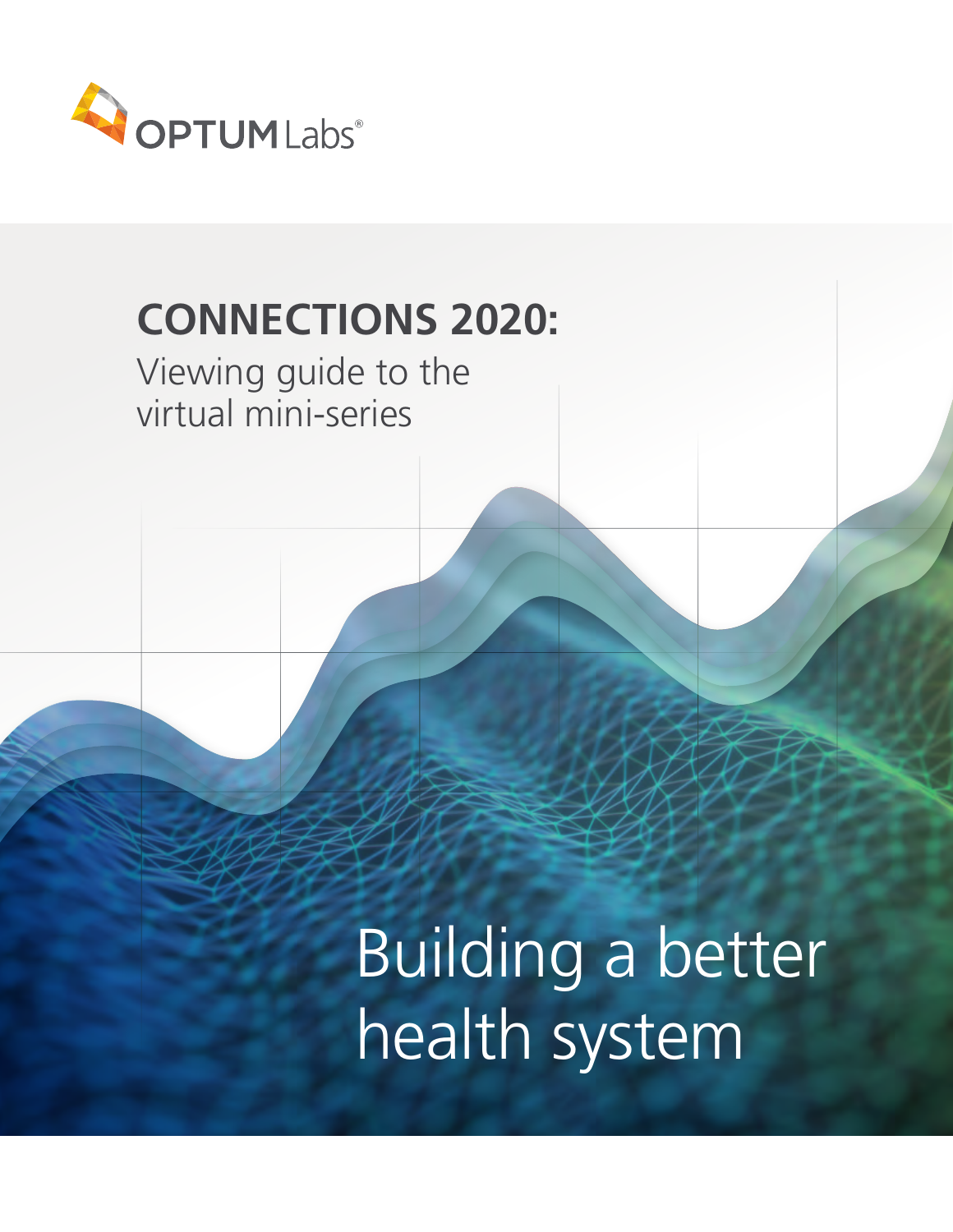OPTUM Labs®

# CONNECTIONS 2020:

Viewing guide to the virtual mini-series

Building a better health system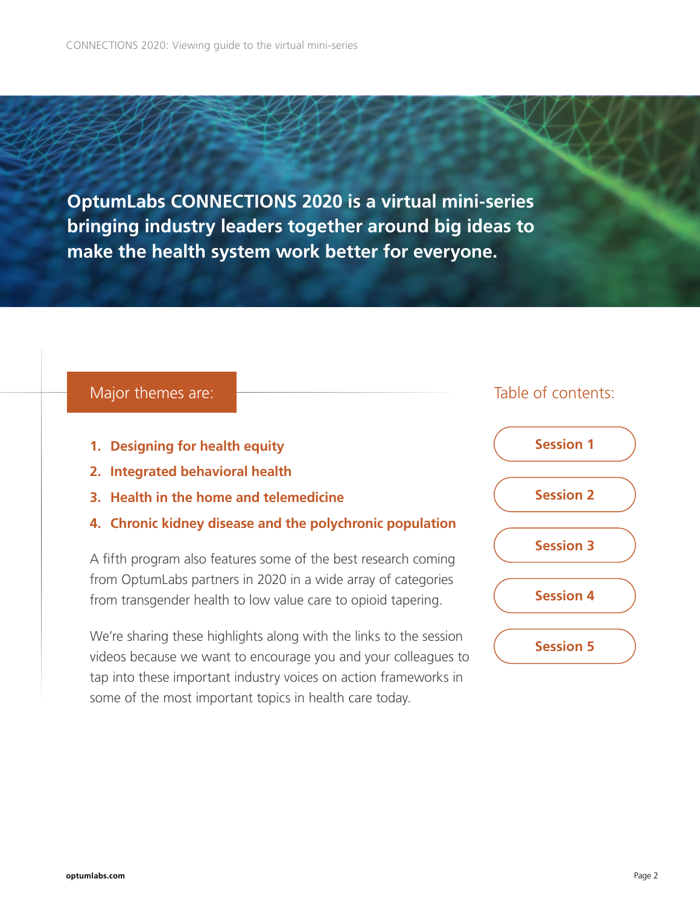**OptumLabs CONNECTIONS 2020 is a virtual mini-series bringing industry leaders together around big ideas to make the health system work better for everyone.**

## Major themes are:

1. **Designing for health equity**
2. **Integrated behavioral health**
3. **Health in the home and telemedicine**
4. **Chronic kidney disease and the polychronic population**

A fifth program also features some of the best research coming from OptumLabs partners in 2020 in a wide array of categories from transgender health to low value care to opioid tapering.

We're sharing these highlights along with the links to the session videos because we want to encourage you and your colleagues to tap into these important industry voices on action frameworks in some of the most important topics in health care today.

## Table of contents:

- **Session 1**
- **Session 2**
- **Session 3**
- **Session 4**
- **Session 5**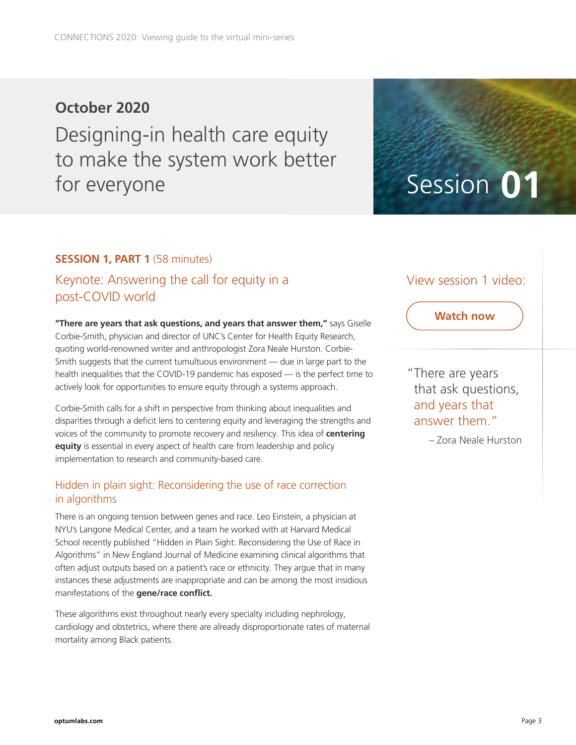## October 2020

# Designing-in health care equity to make the system work better for everyone

Session **01**

**SESSION 1, PART 1** (58 minutes)

### Keynote: Answering the call for equity in a post-COVID world

**"There are years that ask questions, and years that answer them,"** says Giselle Corbie-Smith, physician and director of UNC's Center for Health Equity Research, quoting world-renowned writer and anthropologist Zora Neale Hurston. Corbie-Smith suggests that the current tumultuous environment — due in large part to the health inequalities that the COVID-19 pandemic has exposed — is the perfect time to actively look for opportunities to ensure equity through a systems approach.

Corbie-Smith calls for a shift in perspective from thinking about inequalities and disparities through a deficit lens to centering equity and leveraging the strengths and voices of the community to promote recovery and resiliency. This idea of **centering equity** is essential in every aspect of health care from leadership and policy implementation to research and community-based care.

### Hidden in plain sight: Reconsidering the use of race correction in algorithms

There is an ongoing tension between genes and race. Leo Einstein, a physician at NYU's Langone Medical Center, and a team he worked with at Harvard Medical School recently published "Hidden in Plain Sight: Reconsidering the Use of Race in Algorithms" in New England Journal of Medicine examining clinical algorithms that often adjust outputs based on a patient's race or ethnicity. They argue that in many instances these adjustments are inappropriate and can be among the most insidious manifestations of the **gene/race conflict.**

These algorithms exist throughout nearly every specialty including nephrology, cardiology and obstetrics, where there are already disproportionate rates of maternal mortality among Black patients.

View session 1 video:

**Watch now**

"There are years that ask questions, and years that answer them."

– Zora Neale Hurston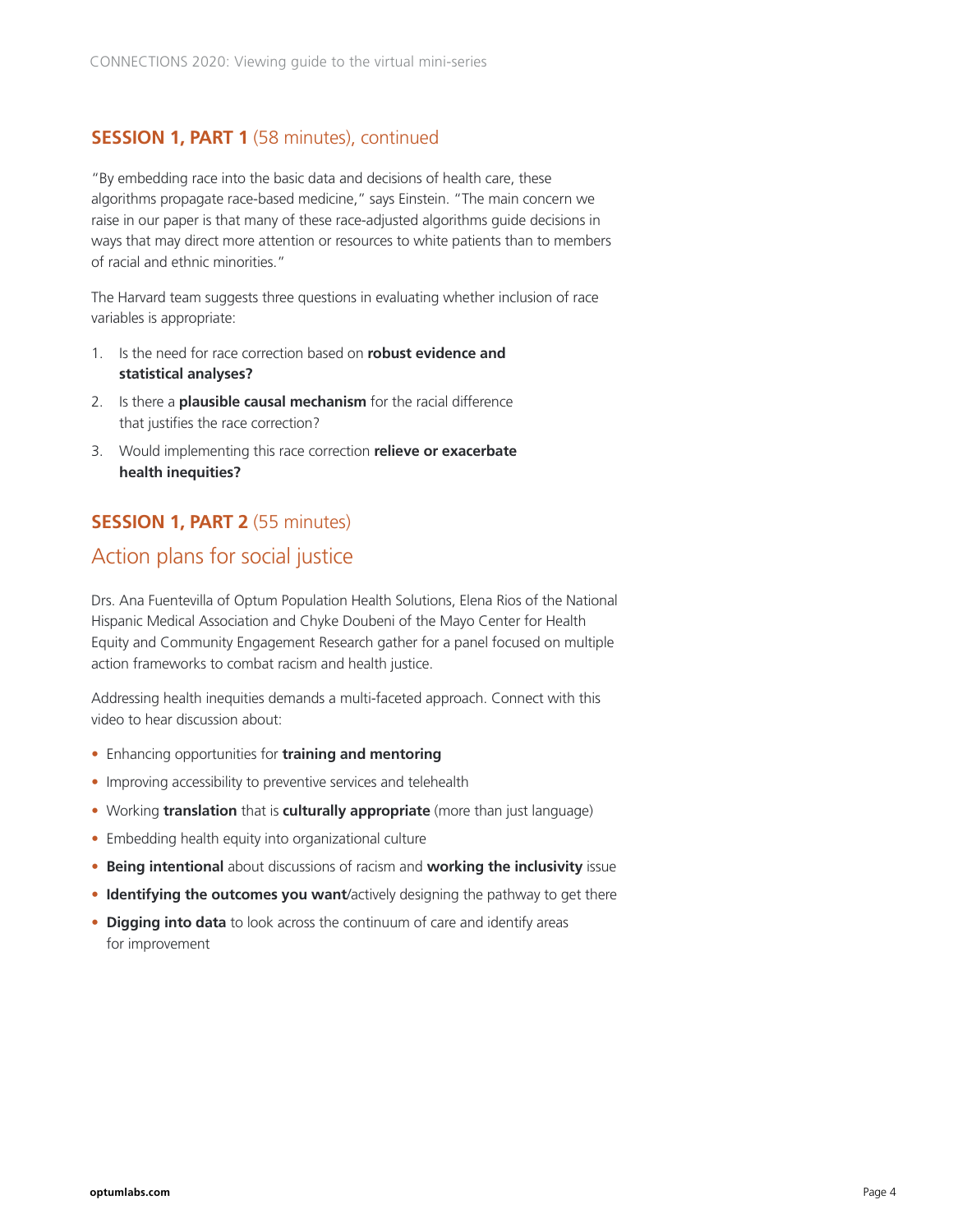## **SESSION 1, PART 1** (58 minutes), continued

"By embedding race into the basic data and decisions of health care, these algorithms propagate race-based medicine," says Einstein. "The main concern we raise in our paper is that many of these race-adjusted algorithms guide decisions in ways that may direct more attention or resources to white patients than to members of racial and ethnic minorities."

The Harvard team suggests three questions in evaluating whether inclusion of race variables is appropriate:

1. Is the need for race correction based on **robust evidence and statistical analyses?**
2. Is there a **plausible causal mechanism** for the racial difference that justifies the race correction?
3. Would implementing this race correction **relieve or exacerbate health inequities?**

## **SESSION 1, PART 2** (55 minutes)

### Action plans for social justice

Drs. Ana Fuentevilla of Optum Population Health Solutions, Elena Rios of the National Hispanic Medical Association and Chyke Doubeni of the Mayo Center for Health Equity and Community Engagement Research gather for a panel focused on multiple action frameworks to combat racism and health justice.

Addressing health inequities demands a multi-faceted approach. Connect with this video to hear discussion about:

- Enhancing opportunities for **training and mentoring**
- Improving accessibility to preventive services and telehealth
- Working **translation** that is **culturally appropriate** (more than just language)
- Embedding health equity into organizational culture
- **Being intentional** about discussions of racism and **working the inclusivity** issue
- **Identifying the outcomes you want**/actively designing the pathway to get there
- **Digging into data** to look across the continuum of care and identify areas for improvement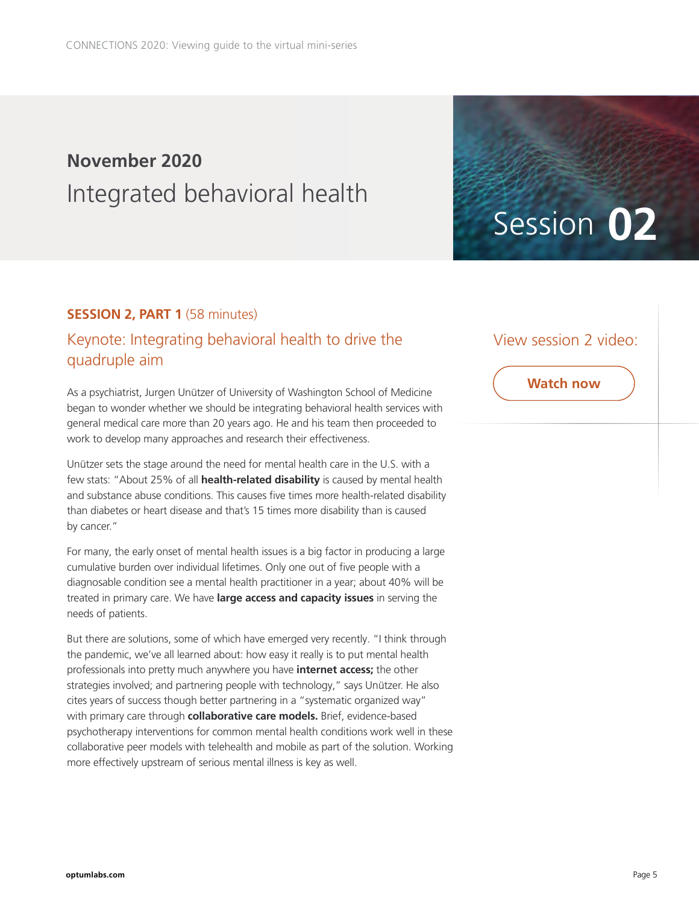## November 2020

# Integrated behavioral health

Session **02**

**SESSION 2, PART 1** (58 minutes)

### Keynote: Integrating behavioral health to drive the quadruple aim

View session 2 video:

**Watch now**

As a psychiatrist, Jurgen Unützer of University of Washington School of Medicine began to wonder whether we should be integrating behavioral health services with general medical care more than 20 years ago. He and his team then proceeded to work to develop many approaches and research their effectiveness.

Unützer sets the stage around the need for mental health care in the U.S. with a few stats: "About 25% of all **health-related disability** is caused by mental health and substance abuse conditions. This causes five times more health-related disability than diabetes or heart disease and that's 15 times more disability than is caused by cancer."

For many, the early onset of mental health issues is a big factor in producing a large cumulative burden over individual lifetimes. Only one out of five people with a diagnosable condition see a mental health practitioner in a year; about 40% will be treated in primary care. We have **large access and capacity issues** in serving the needs of patients.

But there are solutions, some of which have emerged very recently. "I think through the pandemic, we've all learned about: how easy it really is to put mental health professionals into pretty much anywhere you have **internet access;** the other strategies involved; and partnering people with technology," says Unützer. He also cites years of success though better partnering in a "systematic organized way" with primary care through **collaborative care models.** Brief, evidence-based psychotherapy interventions for common mental health conditions work well in these collaborative peer models with telehealth and mobile as part of the solution. Working more effectively upstream of serious mental illness is key as well.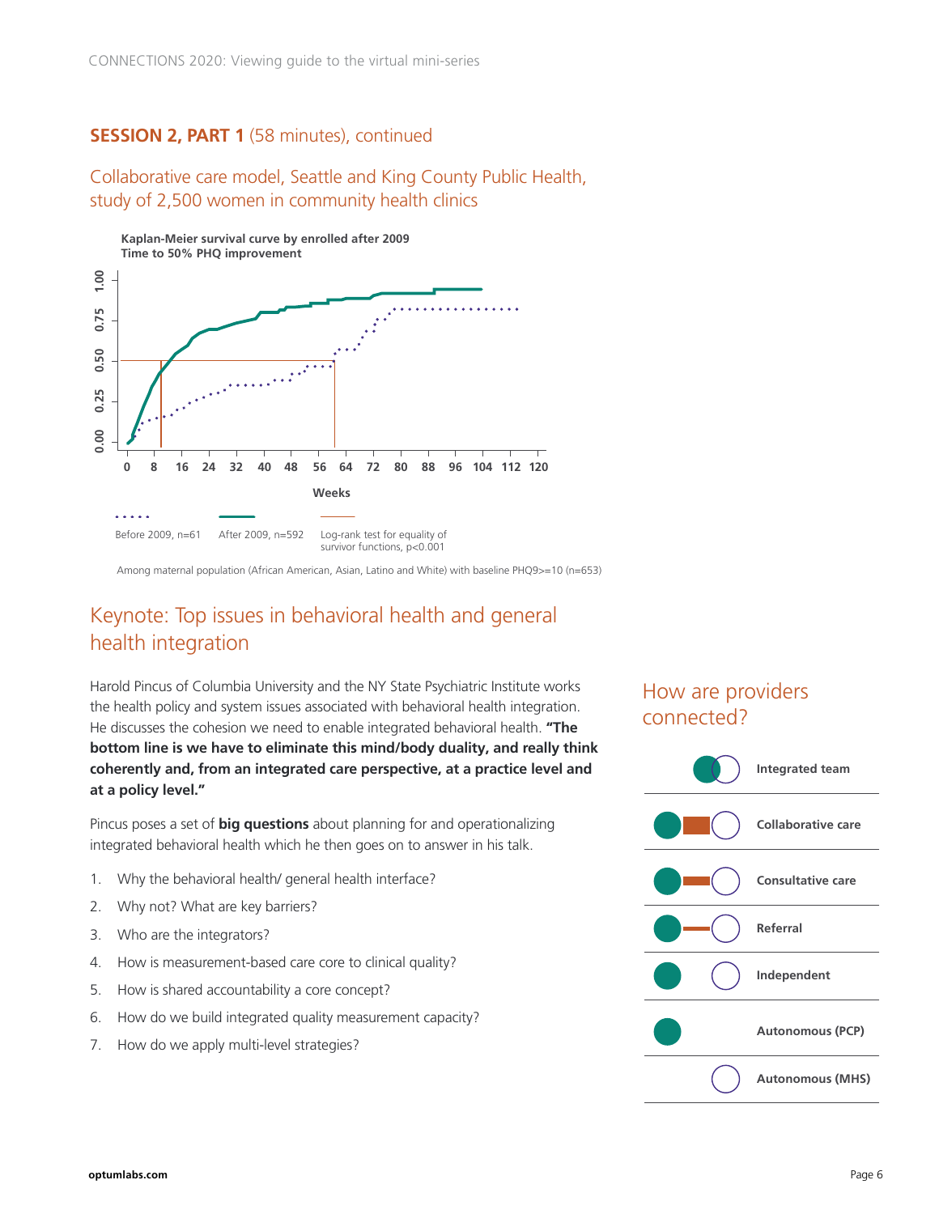## **SESSION 2, PART 1** (58 minutes), continued

### Collaborative care model, Seattle and King County Public Health, study of 2,500 women in community health clinics

**Kaplan-Meier survival curve by enrolled after 2009**
**Time to 50% PHQ improvement**

Weeks

Before 2009, n=61 | After 2009, n=592 | Log-rank test for equality of survivor functions, $p<0.001$

Among maternal population (African American, Asian, Latino and White) with baseline PHQ9>=10 (n=653)

## Keynote: Top issues in behavioral health and general health integration

Harold Pincus of Columbia University and the NY State Psychiatric Institute works the health policy and system issues associated with behavioral health integration. He discusses the cohesion we need to enable integrated behavioral health. **"The bottom line is we have to eliminate this mind/body duality, and really think coherently and, from an integrated care perspective, at a practice level and at a policy level."**

Pincus poses a set of **big questions** about planning for and operationalizing integrated behavioral health which he then goes on to answer in his talk.

1. Why the behavioral health/ general health interface?
2. Why not? What are key barriers?
3. Who are the integrators?
4. How is measurement-based care core to clinical quality?
5. How is shared accountability a core concept?
6. How do we build integrated quality measurement capacity?
7. How do we apply multi-level strategies?

### How are providers connected?

- **Integrated team**
- **Collaborative care**
- **Consultative care**
- **Referral**
- **Independent**
- **Autonomous (PCP)**
- **Autonomous (MHS)**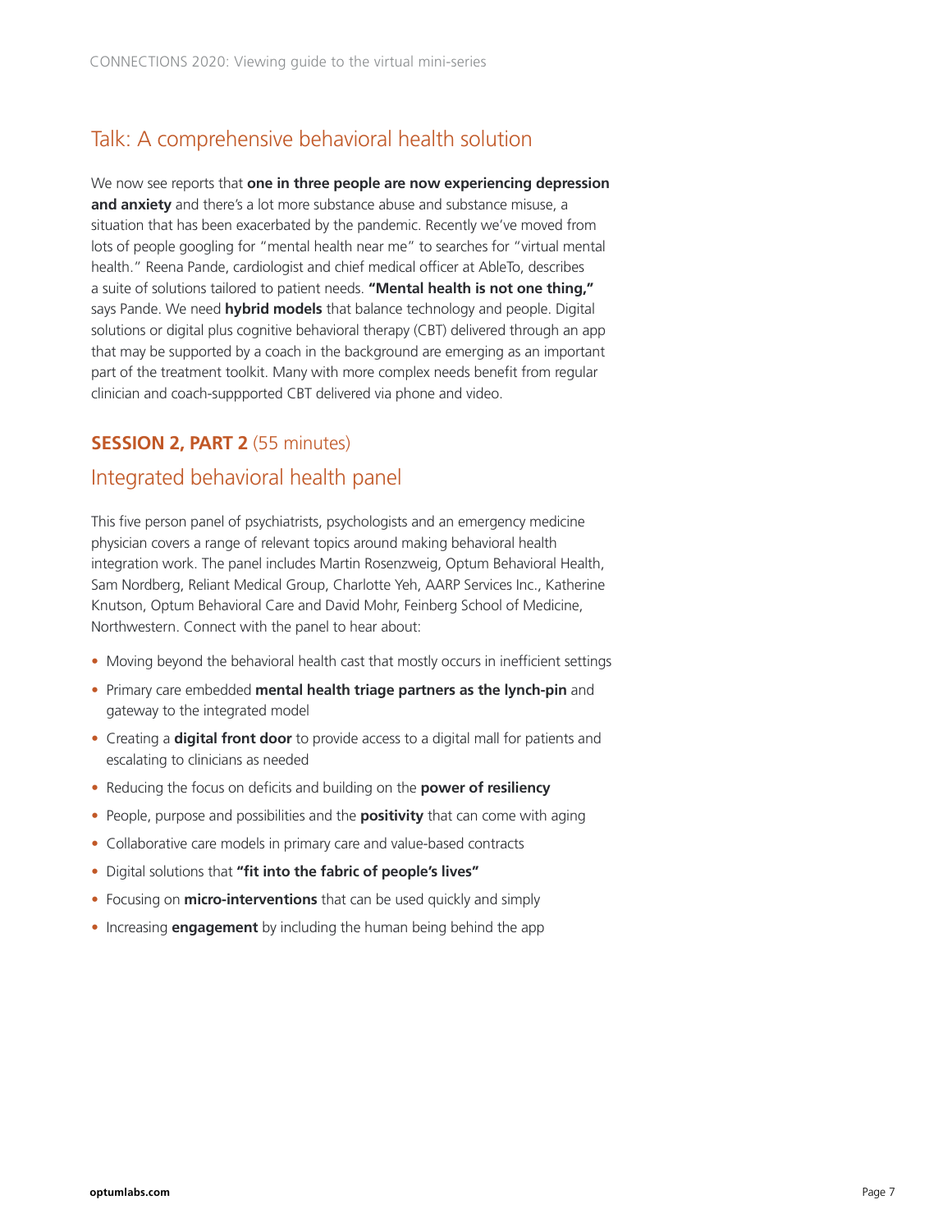## Talk: A comprehensive behavioral health solution

We now see reports that **one in three people are now experiencing depression and anxiety** and there's a lot more substance abuse and substance misuse, a situation that has been exacerbated by the pandemic. Recently we've moved from lots of people googling for "mental health near me" to searches for "virtual mental health." Reena Pande, cardiologist and chief medical officer at AbleTo, describes a suite of solutions tailored to patient needs. **"Mental health is not one thing,"** says Pande. We need **hybrid models** that balance technology and people. Digital solutions or digital plus cognitive behavioral therapy (CBT) delivered through an app that may be supported by a coach in the background are emerging as an important part of the treatment toolkit. Many with more complex needs benefit from regular clinician and coach-suppported CBT delivered via phone and video.

### **SESSION 2, PART 2** (55 minutes)

## Integrated behavioral health panel

This five person panel of psychiatrists, psychologists and an emergency medicine physician covers a range of relevant topics around making behavioral health integration work. The panel includes Martin Rosenzweig, Optum Behavioral Health, Sam Nordberg, Reliant Medical Group, Charlotte Yeh, AARP Services Inc., Katherine Knutson, Optum Behavioral Care and David Mohr, Feinberg School of Medicine, Northwestern. Connect with the panel to hear about:

- Moving beyond the behavioral health cast that mostly occurs in inefficient settings
- Primary care embedded **mental health triage partners as the lynch-pin** and gateway to the integrated model
- Creating a **digital front door** to provide access to a digital mall for patients and escalating to clinicians as needed
- Reducing the focus on deficits and building on the **power of resiliency**
- People, purpose and possibilities and the **positivity** that can come with aging
- Collaborative care models in primary care and value-based contracts
- Digital solutions that **"fit into the fabric of people's lives"**
- Focusing on **micro-interventions** that can be used quickly and simply
- Increasing **engagement** by including the human being behind the app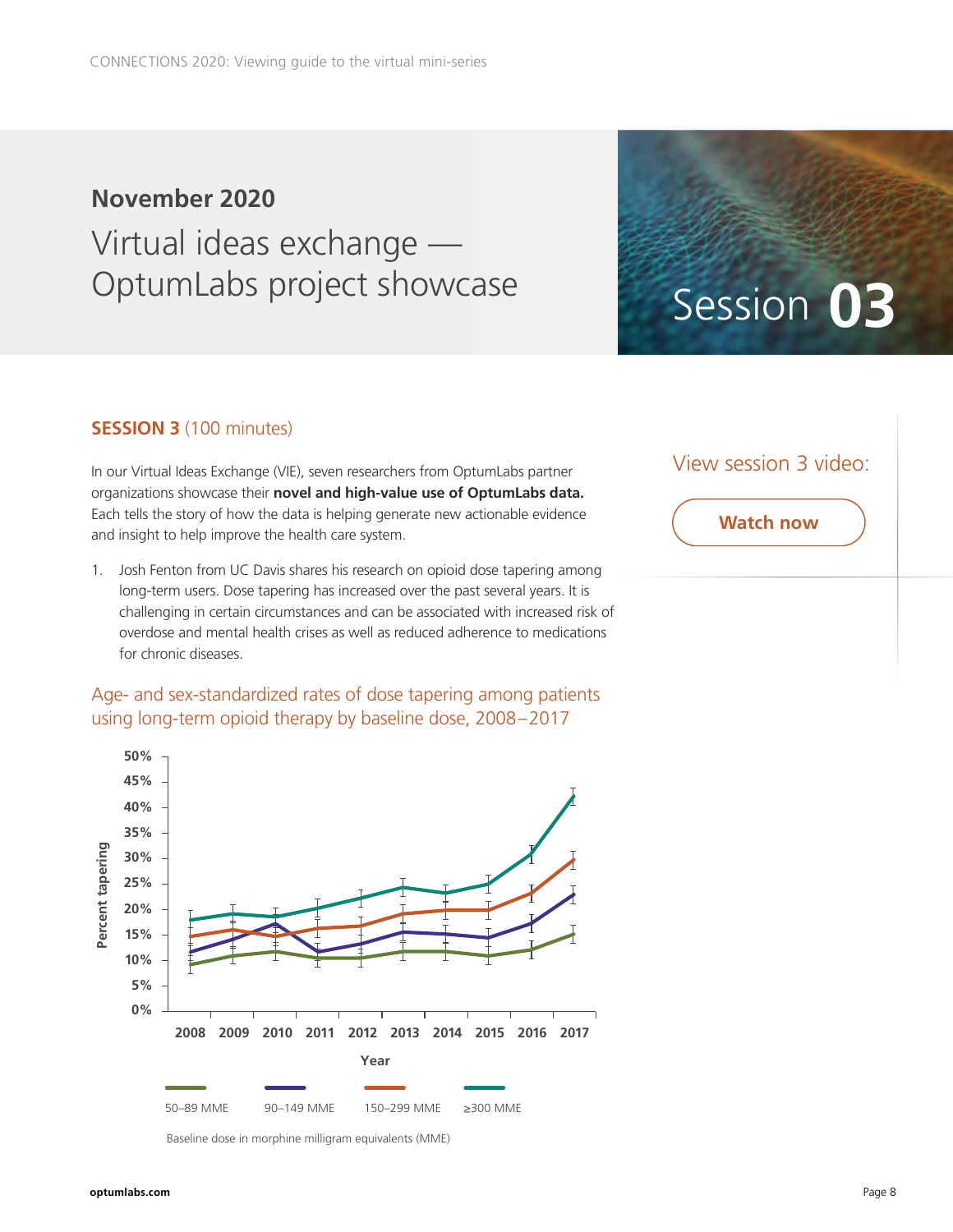## November 2020

# Virtual ideas exchange — OptumLabs project showcase

Session **03**

**SESSION 3** (100 minutes)

In our Virtual Ideas Exchange (VIE), seven researchers from OptumLabs partner organizations showcase their **novel and high-value use of OptumLabs data.** Each tells the story of how the data is helping generate new actionable evidence and insight to help improve the health care system.

1. Josh Fenton from UC Davis shares his research on opioid dose tapering among long-term users. Dose tapering has increased over the past several years. It is challenging in certain circumstances and can be associated with increased risk of overdose and mental health crises as well as reduced adherence to medications for chronic diseases.

View session 3 video:

**Watch now**

### Age- and sex-standardized rates of dose tapering among patients using long-term opioid therapy by baseline dose, 2008–2017

Percent tapering: 0%, 5%, 10%, 15%, 20%, 25%, 30%, 35%, 40%, 45%, 50%

Year: 2008, 2009, 2010, 2011, 2012, 2013, 2014, 2015, 2016, 2017

50–89 MME | 90–149 MME | 150–299 MME | ≥300 MME

Baseline dose in morphine milligram equivalents (MME)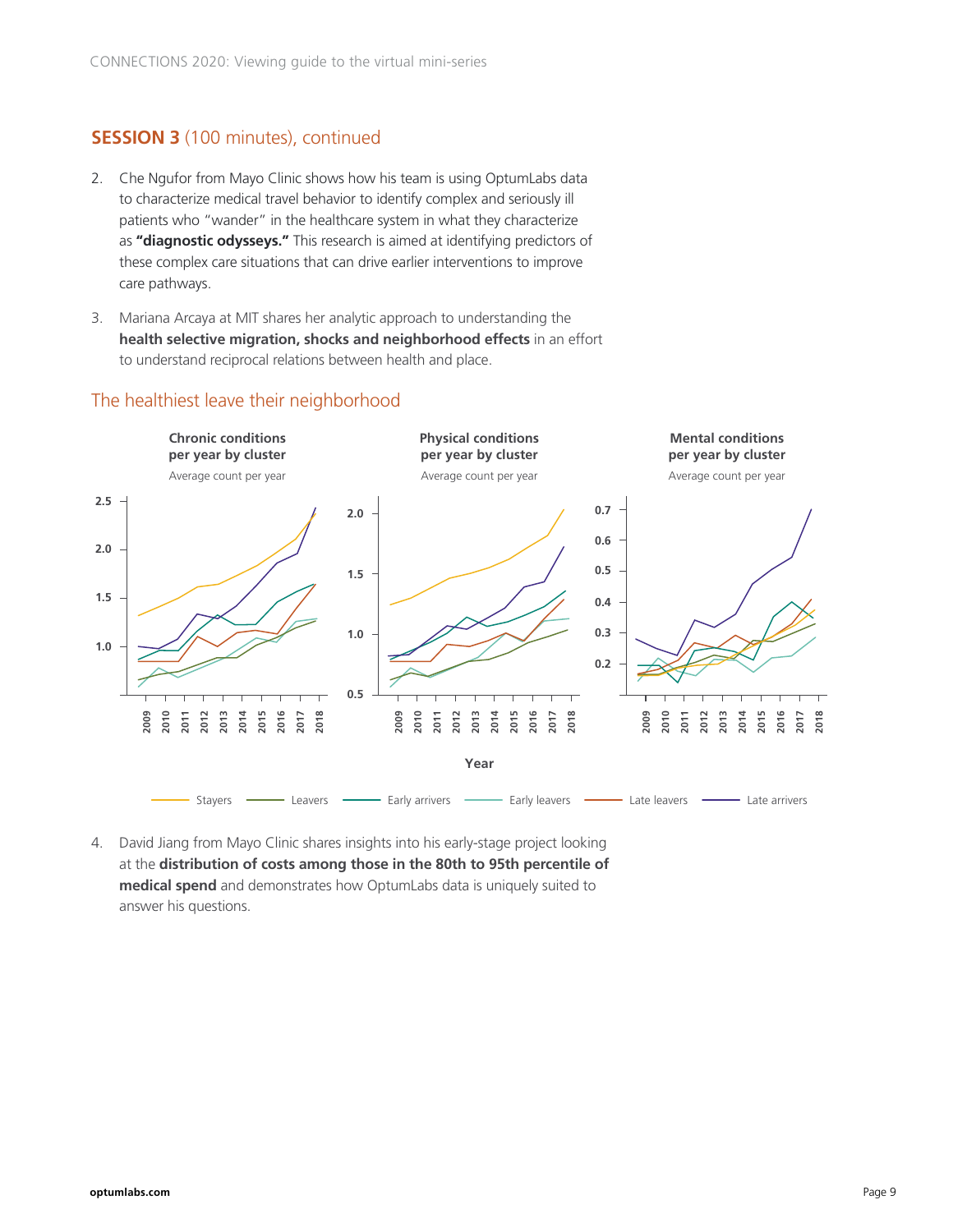## SESSION 3 (100 minutes), continued

2. Che Ngufor from Mayo Clinic shows how his team is using OptumLabs data to characterize medical travel behavior to identify complex and seriously ill patients who "wander" in the healthcare system in what they characterize as **"diagnostic odysseys."** This research is aimed at identifying predictors of these complex care situations that can drive earlier interventions to improve care pathways.

3. Mariana Arcaya at MIT shares her analytic approach to understanding the **health selective migration, shocks and neighborhood effects** in an effort to understand reciprocal relations between health and place.

### The healthiest leave their neighborhood

**Chronic conditions per year by cluster**
Average count per year

**Physical conditions per year by cluster**
Average count per year

**Mental conditions per year by cluster**
Average count per year

Year

Stayers — Leavers — Early arrivals — Early leavers — Late leavers — Late arrivals

4. David Jiang from Mayo Clinic shares insights into his early-stage project looking at the **distribution of costs among those in the 80th to 95th percentile of medical spend** and demonstrates how OptumLabs data is uniquely suited to answer his questions.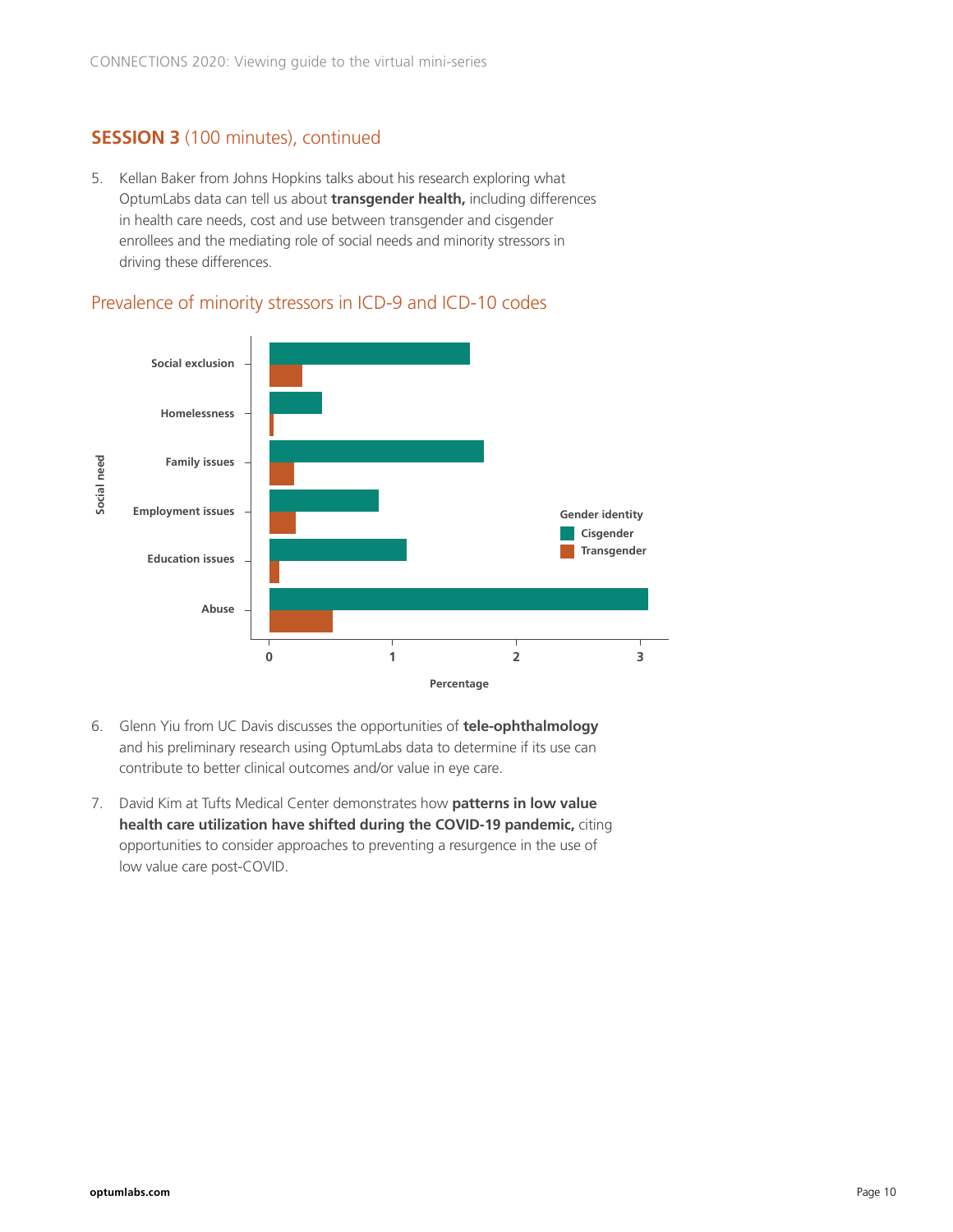## **SESSION 3** (100 minutes), continued

5. Kellan Baker from Johns Hopkins talks about his research exploring what OptumLabs data can tell us about **transgender health,** including differences in health care needs, cost and use between transgender and cisgender enrollees and the mediating role of social needs and minority stressors in driving these differences.

### Prevalence of minority stressors in ICD-9 and ICD-10 codes

Social need: Social exclusion, Homelessness, Family issues, Employment issues, Education issues, Abuse

Percentage: 0, 1, 2, 3

Gender identity: Cisgender, Transgender

6. Glenn Yiu from UC Davis discusses the opportunities of **tele-ophthalmology** and his preliminary research using OptumLabs data to determine if its use can contribute to better clinical outcomes and/or value in eye care.

7. David Kim at Tufts Medical Center demonstrates how **patterns in low value health care utilization have shifted during the COVID-19 pandemic,** citing opportunities to consider approaches to preventing a resurgence in the use of low value care post-COVID.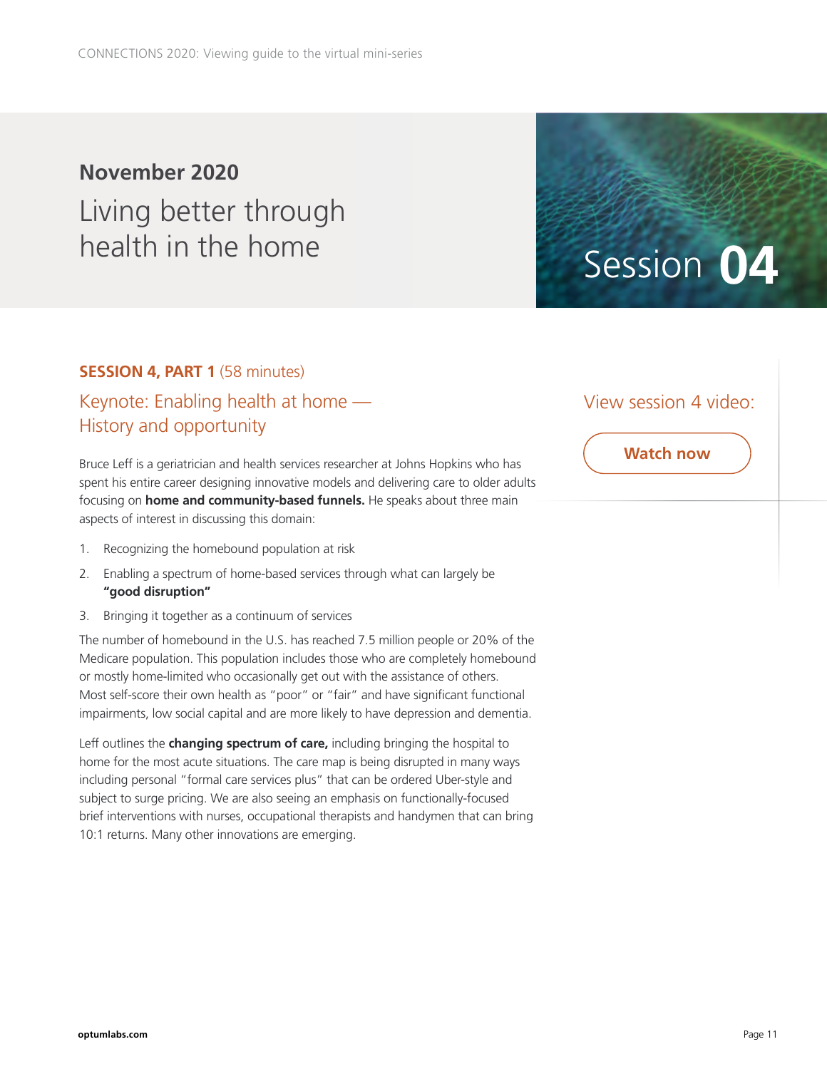## November 2020

# Living better through health in the home

Session **04**

**SESSION 4, PART 1** (58 minutes)

### Keynote: Enabling health at home — History and opportunity

View session 4 video:

**Watch now**

Bruce Leff is a geriatrician and health services researcher at Johns Hopkins who has spent his entire career designing innovative models and delivering care to older adults focusing on **home and community-based funnels.** He speaks about three main aspects of interest in discussing this domain:

1. Recognizing the homebound population at risk
2. Enabling a spectrum of home-based services through what can largely be **"good disruption"**
3. Bringing it together as a continuum of services

The number of homebound in the U.S. has reached 7.5 million people or 20% of the Medicare population. This population includes those who are completely homebound or mostly home-limited who occasionally get out with the assistance of others. Most self-score their own health as "poor" or "fair" and have significant functional impairments, low social capital and are more likely to have depression and dementia.

Leff outlines the **changing spectrum of care,** including bringing the hospital to home for the most acute situations. The care map is being disrupted in many ways including personal "formal care services plus" that can be ordered Uber-style and subject to surge pricing. We are also seeing an emphasis on functionally-focused brief interventions with nurses, occupational therapists and handymen that can bring 10:1 returns. Many other innovations are emerging.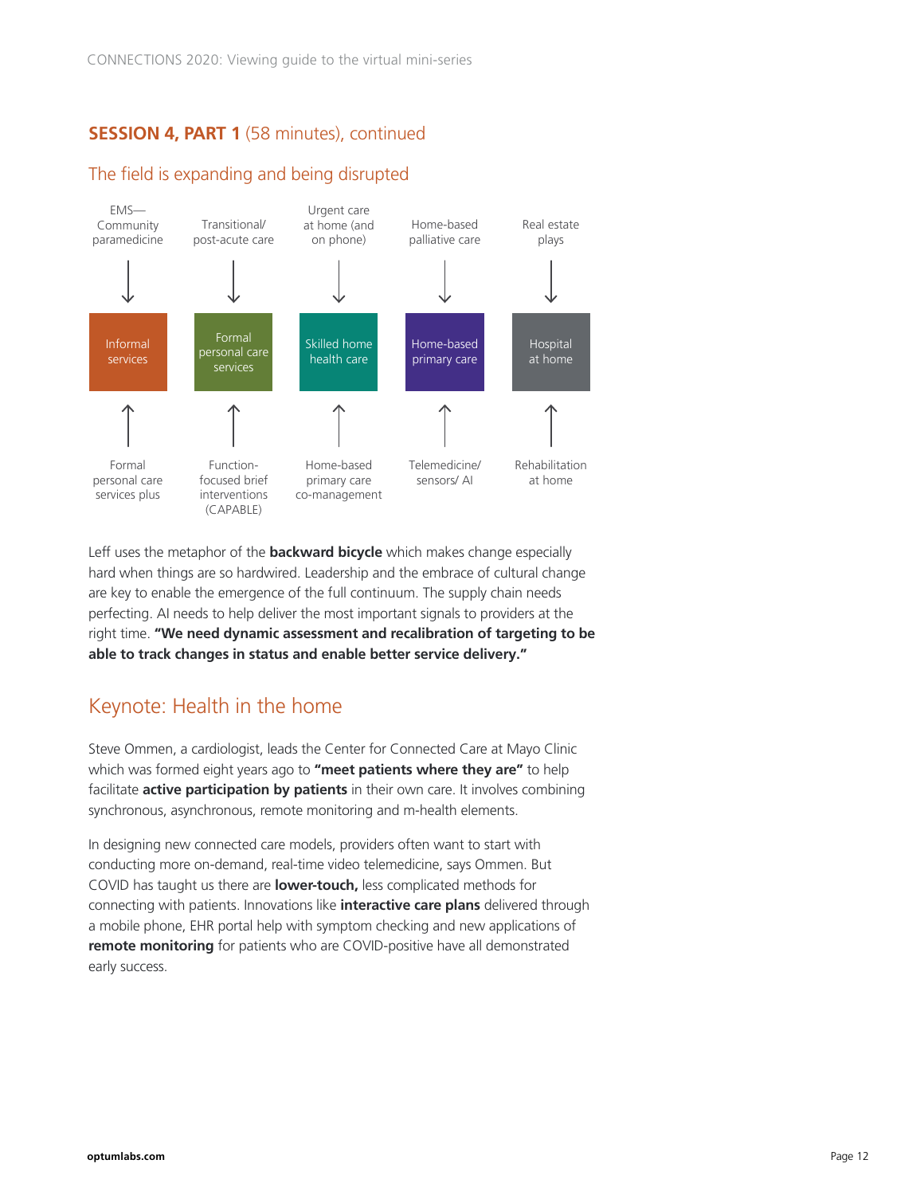## SESSION 4, PART 1 (58 minutes), continued

### The field is expanding and being disrupted

| Top input | Category | Bottom input |
| --- | --- | --- |
| EMS—Community paramedicine | Informal services | Formal personal care services plus |
| Transitional/ post-acute care | Formal personal care services | Function-focused brief interventions (CAPABLE) |
| Urgent care at home (and on phone) | Skilled home health care | Home-based primary care co-management |
| Home-based palliative care | Home-based primary care | Telemedicine/ sensors/ AI |
| Real estate plays | Hospital at home | Rehabilitation at home |

Leff uses the metaphor of the **backward bicycle** which makes change especially hard when things are so hardwired. Leadership and the embrace of cultural change are key to enable the emergence of the full continuum. The supply chain needs perfecting. AI needs to help deliver the most important signals to providers at the right time. **"We need dynamic assessment and recalibration of targeting to be able to track changes in status and enable better service delivery."**

## Keynote: Health in the home

Steve Ommen, a cardiologist, leads the Center for Connected Care at Mayo Clinic which was formed eight years ago to **"meet patients where they are"** to help facilitate **active participation by patients** in their own care. It involves combining synchronous, asynchronous, remote monitoring and m-health elements.

In designing new connected care models, providers often want to start with conducting more on-demand, real-time video telemedicine, says Ommen. But COVID has taught us there are **lower-touch,** less complicated methods for connecting with patients. Innovations like **interactive care plans** delivered through a mobile phone, EHR portal help with symptom checking and new applications of **remote monitoring** for patients who are COVID-positive have all demonstrated early success.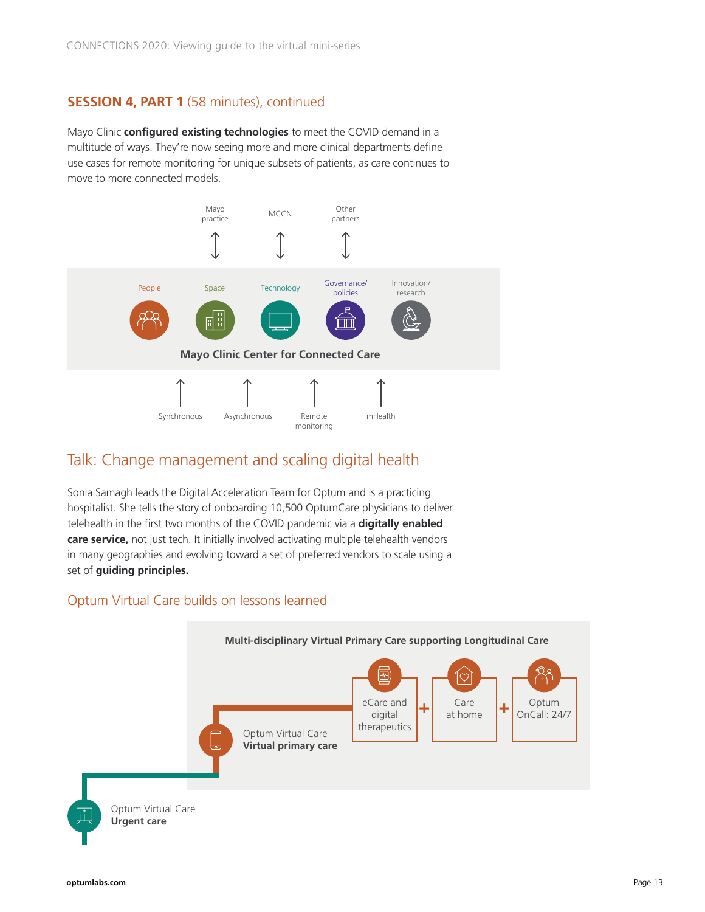## SESSION 4, PART 1 (58 minutes), continued

Mayo Clinic **configured existing technologies** to meet the COVID demand in a multitude of ways. They're now seeing more and more clinical departments define use cases for remote monitoring for unique subsets of patients, as care continues to move to more connected models.

Mayo practice | MCCN | Other partners

People | Space | Technology | Governance/policies | Innovation/research

**Mayo Clinic Center for Connected Care**

Synchronous | Asynchronous | Remote monitoring | mHealth

## Talk: Change management and scaling digital health

Sonia Samagh leads the Digital Acceleration Team for Optum and is a practicing hospitalist. She tells the story of onboarding 10,500 OptumCare physicians to deliver telehealth in the first two months of the COVID pandemic via a **digitally enabled care service,** not just tech. It initially involved activating multiple telehealth vendors in many geographies and evolving toward a set of preferred vendors to scale using a set of **guiding principles.**

### Optum Virtual Care builds on lessons learned

**Multi-disciplinary Virtual Primary Care supporting Longitudinal Care**

eCare and digital therapeutics + Care at home + Optum OnCall: 24/7

Optum Virtual Care **Virtual primary care**

Optum Virtual Care **Urgent care**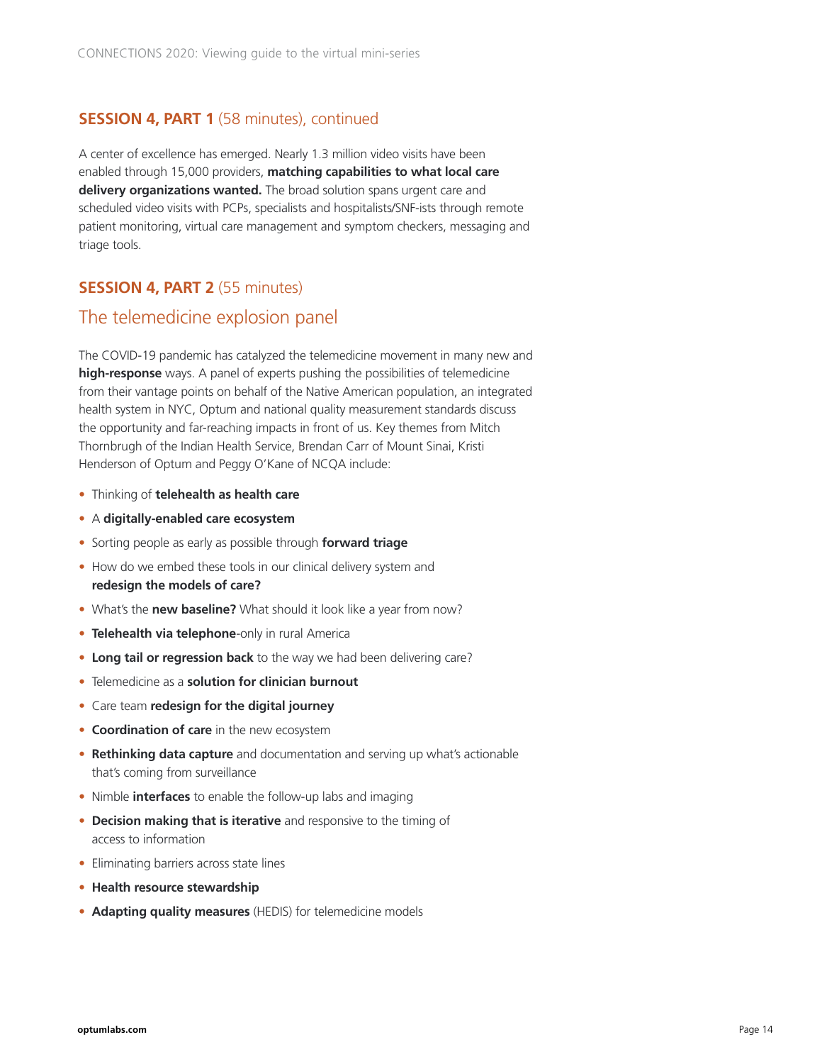## **SESSION 4, PART 1** (58 minutes), continued

A center of excellence has emerged. Nearly 1.3 million video visits have been enabled through 15,000 providers, **matching capabilities to what local care delivery organizations wanted.** The broad solution spans urgent care and scheduled video visits with PCPs, specialists and hospitalists/SNF-ists through remote patient monitoring, virtual care management and symptom checkers, messaging and triage tools.

## **SESSION 4, PART 2** (55 minutes)

## The telemedicine explosion panel

The COVID-19 pandemic has catalyzed the telemedicine movement in many new and **high-response** ways. A panel of experts pushing the possibilities of telemedicine from their vantage points on behalf of the Native American population, an integrated health system in NYC, Optum and national quality measurement standards discuss the opportunity and far-reaching impacts in front of us. Key themes from Mitch Thornbrugh of the Indian Health Service, Brendan Carr of Mount Sinai, Kristi Henderson of Optum and Peggy O'Kane of NCQA include:

- Thinking of **telehealth as health care**
- A **digitally-enabled care ecosystem**
- Sorting people as early as possible through **forward triage**
- How do we embed these tools in our clinical delivery system and **redesign the models of care?**
- What's the **new baseline?** What should it look like a year from now?
- **Telehealth via telephone**-only in rural America
- **Long tail or regression back** to the way we had been delivering care?
- Telemedicine as a **solution for clinician burnout**
- Care team **redesign for the digital journey**
- **Coordination of care** in the new ecosystem
- **Rethinking data capture** and documentation and serving up what's actionable that's coming from surveillance
- Nimble **interfaces** to enable the follow-up labs and imaging
- **Decision making that is iterative** and responsive to the timing of access to information
- Eliminating barriers across state lines
- **Health resource stewardship**
- **Adapting quality measures** (HEDIS) for telemedicine models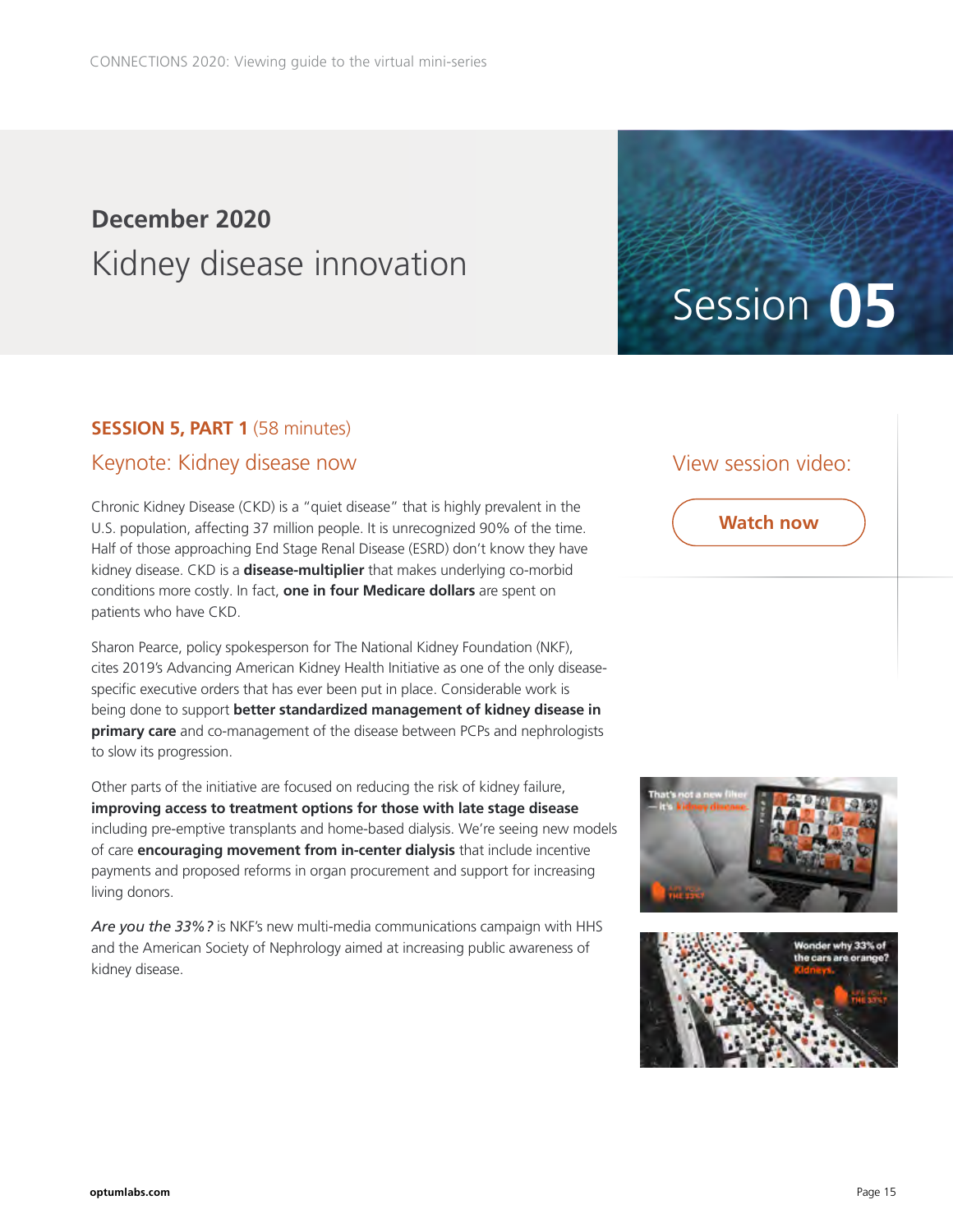## December 2020

# Kidney disease innovation

Session **05**

**SESSION 5, PART 1** (58 minutes)

### Keynote: Kidney disease now

Chronic Kidney Disease (CKD) is a "quiet disease" that is highly prevalent in the U.S. population, affecting 37 million people. It is unrecognized 90% of the time. Half of those approaching End Stage Renal Disease (ESRD) don't know they have kidney disease. CKD is a **disease-multiplier** that makes underlying co-morbid conditions more costly. In fact, **one in four Medicare dollars** are spent on patients who have CKD.

Sharon Pearce, policy spokesperson for The National Kidney Foundation (NKF), cites 2019's Advancing American Kidney Health Initiative as one of the only disease-specific executive orders that has ever been put in place. Considerable work is being done to support **better standardized management of kidney disease in primary care** and co-management of the disease between PCPs and nephrologists to slow its progression.

Other parts of the initiative are focused on reducing the risk of kidney failure, **improving access to treatment options for those with late stage disease** including pre-emptive transplants and home-based dialysis. We're seeing new models of care **encouraging movement from in-center dialysis** that include incentive payments and proposed reforms in organ procurement and support for increasing living donors.

*Are you the 33%?* is NKF's new multi-media communications campaign with HHS and the American Society of Nephrology aimed at increasing public awareness of kidney disease.

View session video:

**Watch now**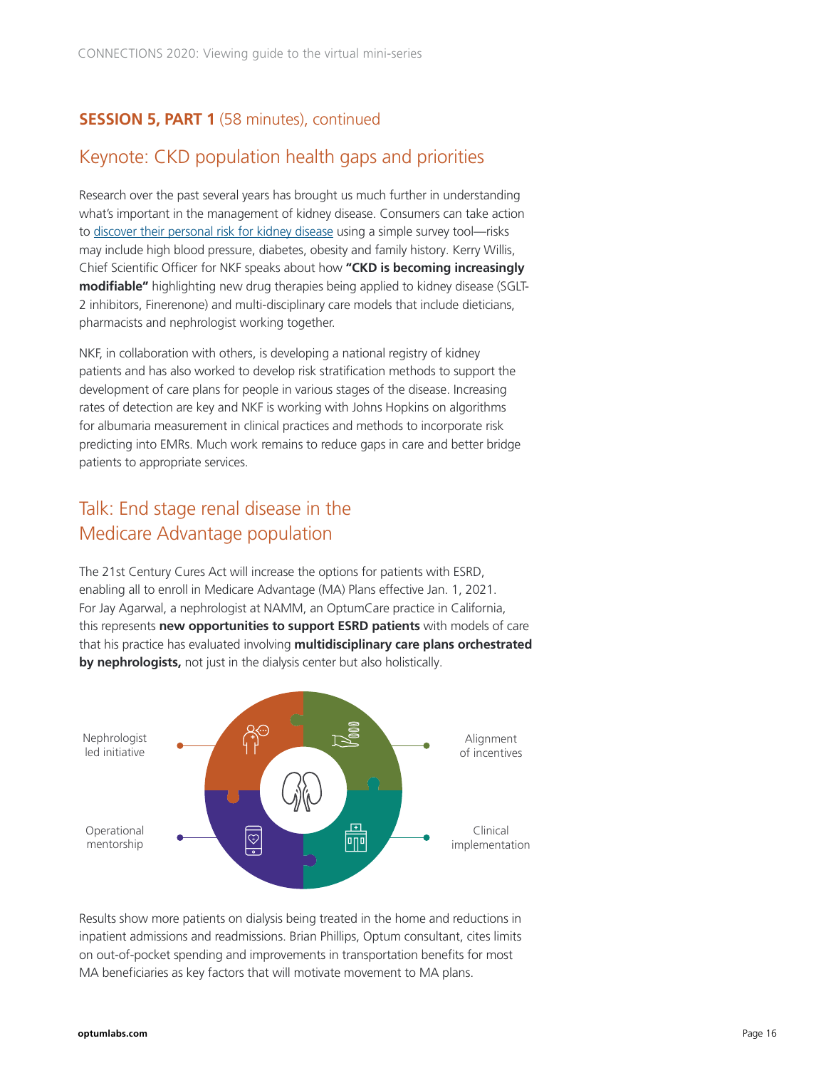## **SESSION 5, PART 1** (58 minutes), continued

## Keynote: CKD population health gaps and priorities

Research over the past several years has brought us much further in understanding what's important in the management of kidney disease. Consumers can take action to discover their personal risk for kidney disease using a simple survey tool—risks may include high blood pressure, diabetes, obesity and family history. Kerry Willis, Chief Scientific Officer for NKF speaks about how **"CKD is becoming increasingly modifiable"** highlighting new drug therapies being applied to kidney disease (SGLT-2 inhibitors, Finerenone) and multi-disciplinary care models that include dieticians, pharmacists and nephrologist working together.

NKF, in collaboration with others, is developing a national registry of kidney patients and has also worked to develop risk stratification methods to support the development of care plans for people in various stages of the disease. Increasing rates of detection are key and NKF is working with Johns Hopkins on algorithms for albumaria measurement in clinical practices and methods to incorporate risk predicting into EMRs. Much work remains to reduce gaps in care and better bridge patients to appropriate services.

## Talk: End stage renal disease in the Medicare Advantage population

The 21st Century Cures Act will increase the options for patients with ESRD, enabling all to enroll in Medicare Advantage (MA) Plans effective Jan. 1, 2021. For Jay Agarwal, a nephrologist at NAMM, an OptumCare practice in California, this represents **new opportunities to support ESRD patients** with models of care that his practice has evaluated involving **multidisciplinary care plans orchestrated by nephrologists,** not just in the dialysis center but also holistically.

Nephrologist led initiative

Alignment of incentives

Operational mentorship

Clinical implementation

Results show more patients on dialysis being treated in the home and reductions in inpatient admissions and readmissions. Brian Phillips, Optum consultant, cites limits on out-of-pocket spending and improvements in transportation benefits for most MA beneficiaries as key factors that will motivate movement to MA plans.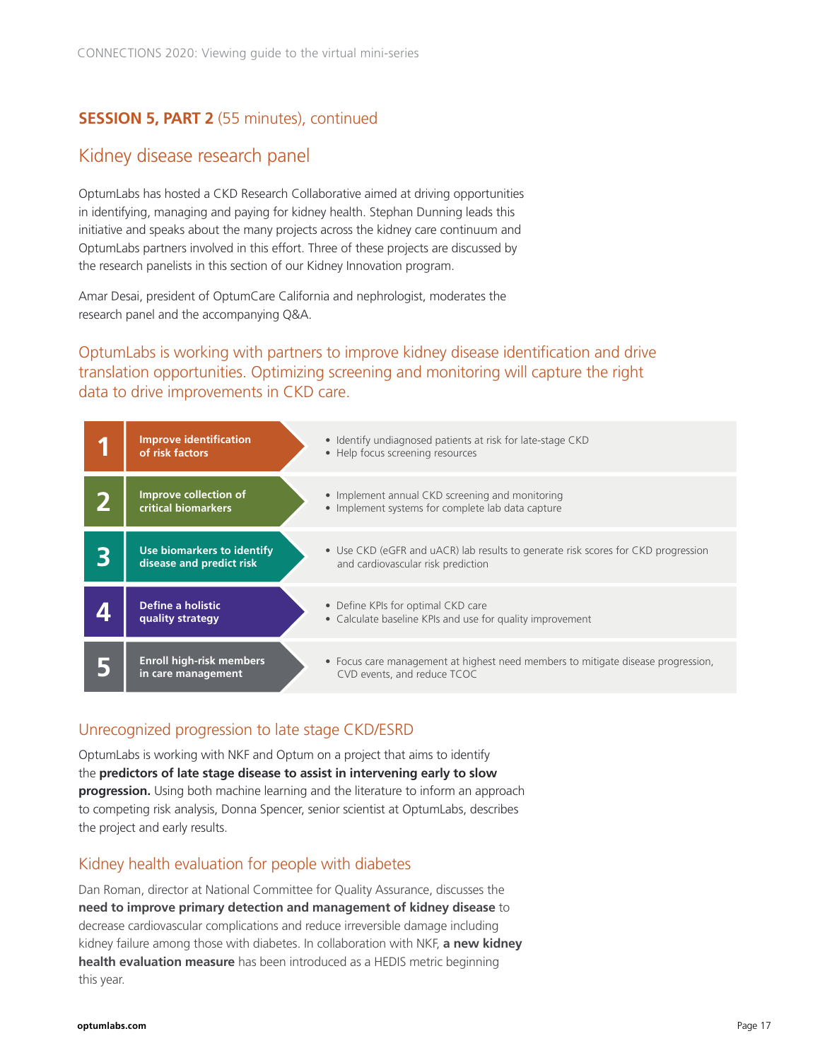## SESSION 5, PART 2 (55 minutes), continued

### Kidney disease research panel

OptumLabs has hosted a CKD Research Collaborative aimed at driving opportunities in identifying, managing and paying for kidney health. Stephan Dunning leads this initiative and speaks about the many projects across the kidney care continuum and OptumLabs partners involved in this effort. Three of these projects are discussed by the research panelists in this section of our Kidney Innovation program.

Amar Desai, president of OptumCare California and nephrologist, moderates the research panel and the accompanying Q&A.

### OptumLabs is working with partners to improve kidney disease identification and drive translation opportunities. Optimizing screening and monitoring will capture the right data to drive improvements in CKD care.

| # | Step | Details |
|---|---|---|
| 1 | **Improve identification of risk factors** | • Identify undiagnosed patients at risk for late-stage CKD<br>• Help focus screening resources |
| 2 | **Improve collection of critical biomarkers** | • Implement annual CKD screening and monitoring<br>• Implement systems for complete lab data capture |
| 3 | **Use biomarkers to identify disease and predict risk** | • Use CKD (eGFR and uACR) lab results to generate risk scores for CKD progression and cardiovascular risk prediction |
| 4 | **Define a holistic quality strategy** | • Define KPIs for optimal CKD care<br>• Calculate baseline KPIs and use for quality improvement |
| 5 | **Enroll high-risk members in care management** | • Focus care management at highest need members to mitigate disease progression, CVD events, and reduce TCOC |

### Unrecognized progression to late stage CKD/ESRD

OptumLabs is working with NKF and Optum on a project that aims to identify the **predictors of late stage disease to assist in intervening early to slow progression.** Using both machine learning and the literature to inform an approach to competing risk analysis, Donna Spencer, senior scientist at OptumLabs, describes the project and early results.

### Kidney health evaluation for people with diabetes

Dan Roman, director at National Committee for Quality Assurance, discusses the **need to improve primary detection and management of kidney disease** to decrease cardiovascular complications and reduce irreversible damage including kidney failure among those with diabetes. In collaboration with NKF, **a new kidney health evaluation measure** has been introduced as a HEDIS metric beginning this year.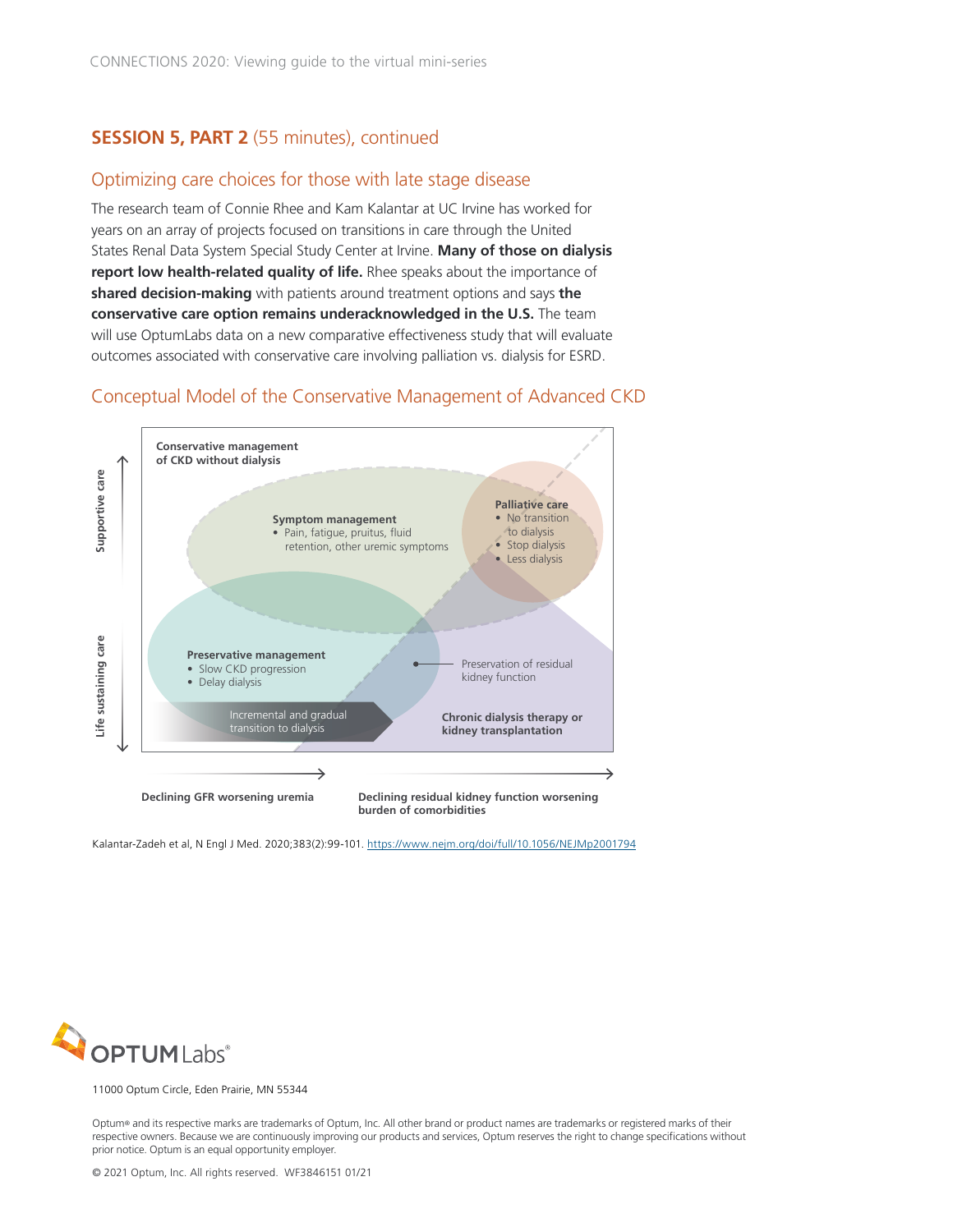## SESSION 5, PART 2 (55 minutes), continued

### Optimizing care choices for those with late stage disease

The research team of Connie Rhee and Kam Kalantar at UC Irvine has worked for years on an array of projects focused on transitions in care through the United States Renal Data System Special Study Center at Irvine. **Many of those on dialysis report low health-related quality of life.** Rhee speaks about the importance of **shared decision-making** with patients around treatment options and says **the conservative care option remains underacknowledged in the U.S.** The team will use OptumLabs data on a new comparative effectiveness study that will evaluate outcomes associated with conservative care involving palliation vs. dialysis for ESRD.

### Conceptual Model of the Conservative Management of Advanced CKD

Supportive care

Life sustaining care

**Conservative management of CKD without dialysis**

**Symptom management**
- Pain, fatigue, pruitus, fluid retention, other uremic symptoms

**Palliative care**
- No transition to dialysis
- Stop dialysis
- Less dialysis

**Preservative management**
- Slow CKD progression
- Delay dialysis

Preservation of residual kidney function

Incremental and gradual transition to dialysis

**Chronic dialysis therapy or kidney transplantation**

**Declining GFR worsening uremia**

**Declining residual kidney function worsening burden of comorbidities**

Kalantar-Zadeh et al, N Engl J Med. 2020;383(2):99-101. https://www.nejm.org/doi/full/10.1056/NEJMp2001794

OPTUM Labs®

11000 Optum Circle, Eden Prairie, MN 55344

Optum® and its respective marks are trademarks of Optum, Inc. All other brand or product names are trademarks or registered marks of their respective owners. Because we are continuously improving our products and services, Optum reserves the right to change specifications without prior notice. Optum is an equal opportunity employer.

© 2021 Optum, Inc. All rights reserved. WF3846151 01/21